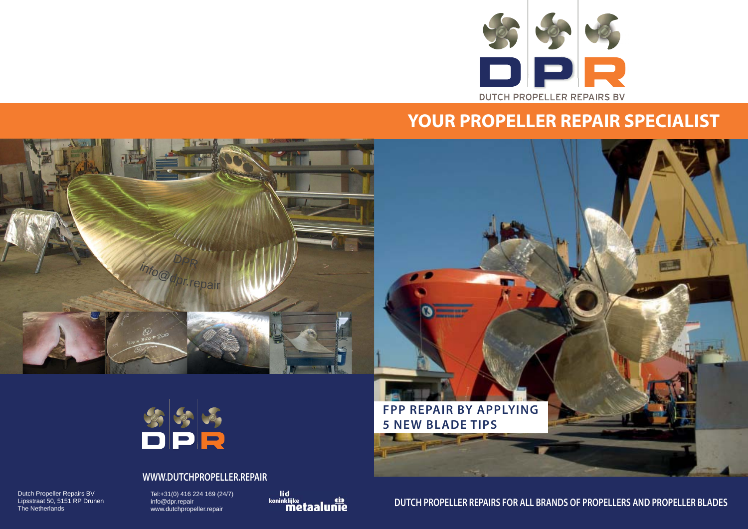DPR

DUTCH PROPELLER REPAIRS BV

# YOUR PROPELLER REPAIR SPECIALIST

**FPP REPAIR BY APPLYING 5 NEW BLADE TIPS**

DPR

**WWW.DUTCHPROPELLER.REPAIR**

Dutch Propeller Repairs BV
Lipsstraat 50, 5151 RP Drunen
The Netherlands

Tel:+31(0) 416 224 169 (24/7)
info@dpr.repair
www.dutchpropeller.repair

lid koninklijke metaalunie

**DUTCH PROPELLER REPAIRS FOR ALL BRANDS OF PROPELLERS AND PROPELLER BLADES**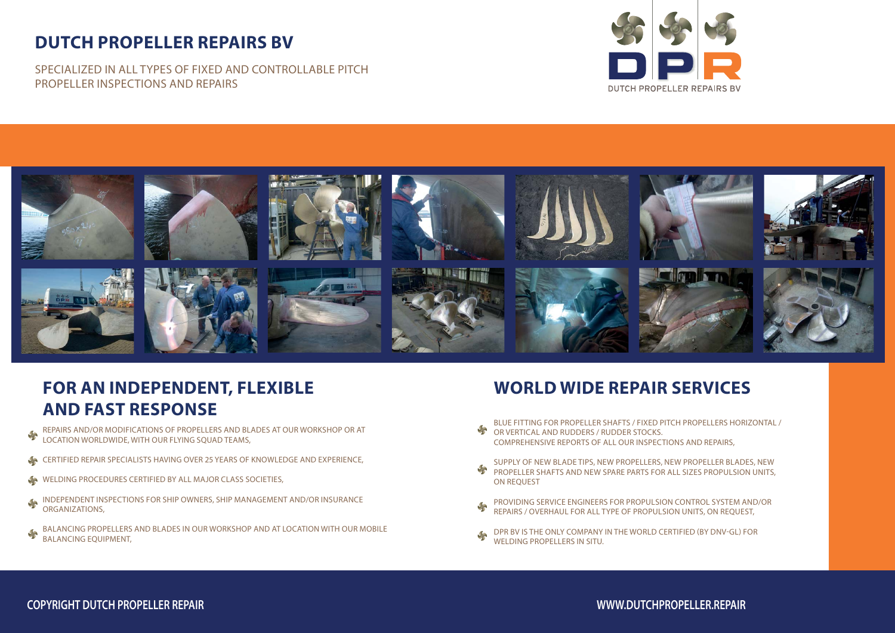# DUTCH PROPELLER REPAIRS BV

SPECIALIZED IN ALL TYPES OF FIXED AND CONTROLLABLE PITCH PROPELLER INSPECTIONS AND REPAIRS

DUTCH PROPELLER REPAIRS BV

## FOR AN INDEPENDENT, FLEXIBLE AND FAST RESPONSE

- REPAIRS AND/OR MODIFICATIONS OF PROPELLERS AND BLADES AT OUR WORKSHOP OR AT LOCATION WORLDWIDE, WITH OUR FLYING SQUAD TEAMS,
- CERTIFIED REPAIR SPECIALISTS HAVING OVER 25 YEARS OF KNOWLEDGE AND EXPERIENCE,
- WELDING PROCEDURES CERTIFIED BY ALL MAJOR CLASS SOCIETIES,
- INDEPENDENT INSPECTIONS FOR SHIP OWNERS, SHIP MANAGEMENT AND/OR INSURANCE ORGANIZATIONS,
- BALANCING PROPELLERS AND BLADES IN OUR WORKSHOP AND AT LOCATION WITH OUR MOBILE BALANCING EQUIPMENT,

## WORLD WIDE REPAIR SERVICES

- BLUE FITTING FOR PROPELLER SHAFTS / FIXED PITCH PROPELLERS HORIZONTAL / OR VERTICAL AND RUDDERS / RUDDER STOCKS. COMPREHENSIVE REPORTS OF ALL OUR INSPECTIONS AND REPAIRS,
- SUPPLY OF NEW BLADE TIPS, NEW PROPELLERS, NEW PROPELLER BLADES, NEW PROPELLER SHAFTS AND NEW SPARE PARTS FOR ALL SIZES PROPULSION UNITS, ON REQUEST
- PROVIDING SERVICE ENGINEERS FOR PROPULSION CONTROL SYSTEM AND/OR REPAIRS / OVERHAUL FOR ALL TYPE OF PROPULSION UNITS, ON REQUEST,
- DPR BV IS THE ONLY COMPANY IN THE WORLD CERTIFIED (BY DNV-GL) FOR WELDING PROPELLERS IN SITU.

COPYRIGHT DUTCH PROPELLER REPAIR

WWW.DUTCHPROPELLER.REPAIR